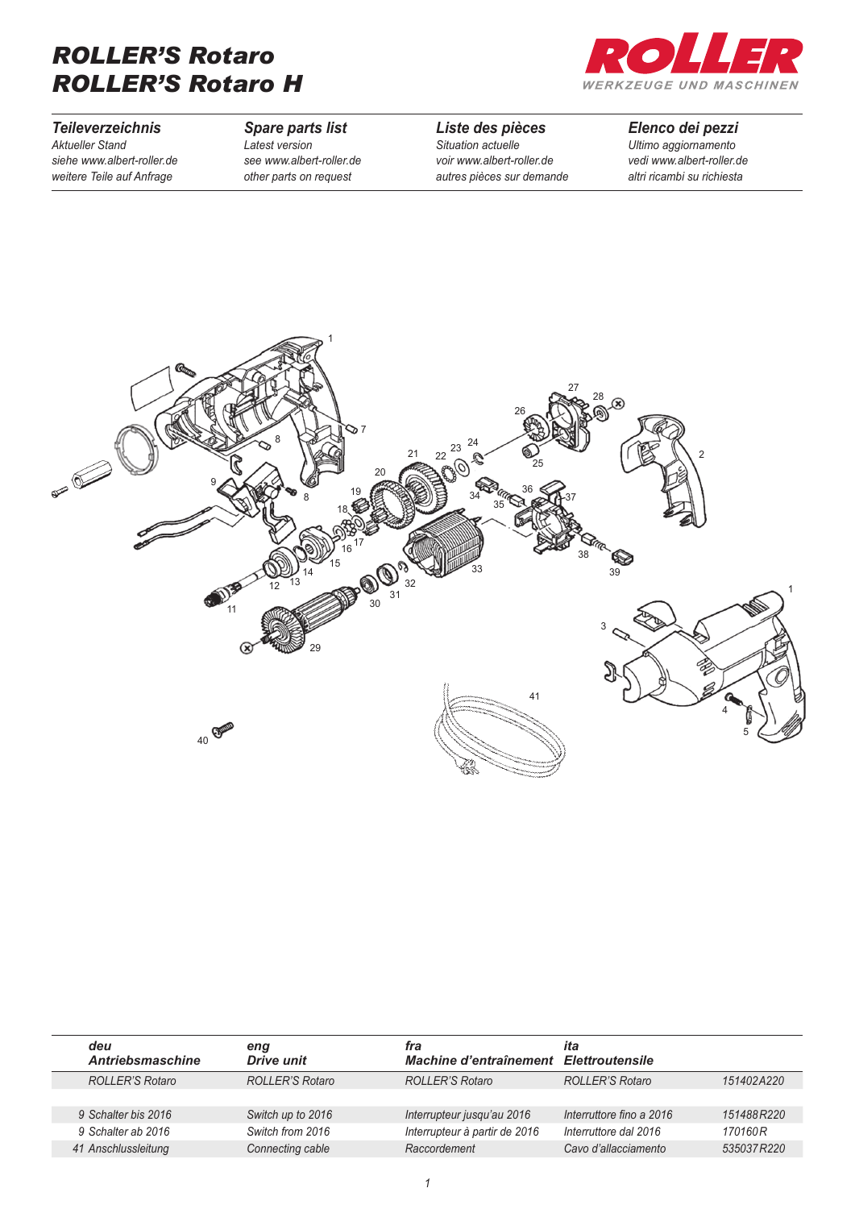# ROLLER'S Rotaro
# ROLLER'S Rotaro H

ROLLER
WERKZEUGE UND MASCHINEN

| Teileverzeichnis | Spare parts list | Liste des pièces | Elenco dei pezzi |
|---|---|---|---|
| Aktueller Stand | Latest version | Situation actuelle | Ultimo aggiornamento |
| siehe www.albert-roller.de | see www.albert-roller.de | voir www.albert-roller.de | vedi www.albert-roller.de |
| weitere Teile auf Anfrage | other parts on request | autres pièces sur demande | altri ricambi su richiesta |

1 2 3 4 5 7 8 8 9 11 12 13 14 15 16 17 18 19 20 21 22 23 24 25 26 27 28 29 30 31 32 33 34 35 36 37 38 39 40 41 1

| deu Antriebsmaschine | eng Drive unit | fra Machine d'entraînement | ita Elettroutensile | |
|---|---|---|---|---|
| ROLLER'S Rotaro | ROLLER'S Rotaro | ROLLER'S Rotaro | ROLLER'S Rotaro | 151402A220 |
| | | | | |
| 9 Schalter bis 2016 | Switch up to 2016 | Interrupteur jusqu'au 2016 | Interruttore fino a 2016 | 151488R220 |
| 9 Schalter ab 2016 | Switch from 2016 | Interrupteur à partir de 2016 | Interruttore dal 2016 | 170160R |
| 41 Anschlussleitung | Connecting cable | Raccordement | Cavo d'allacciamento | 535037R220 |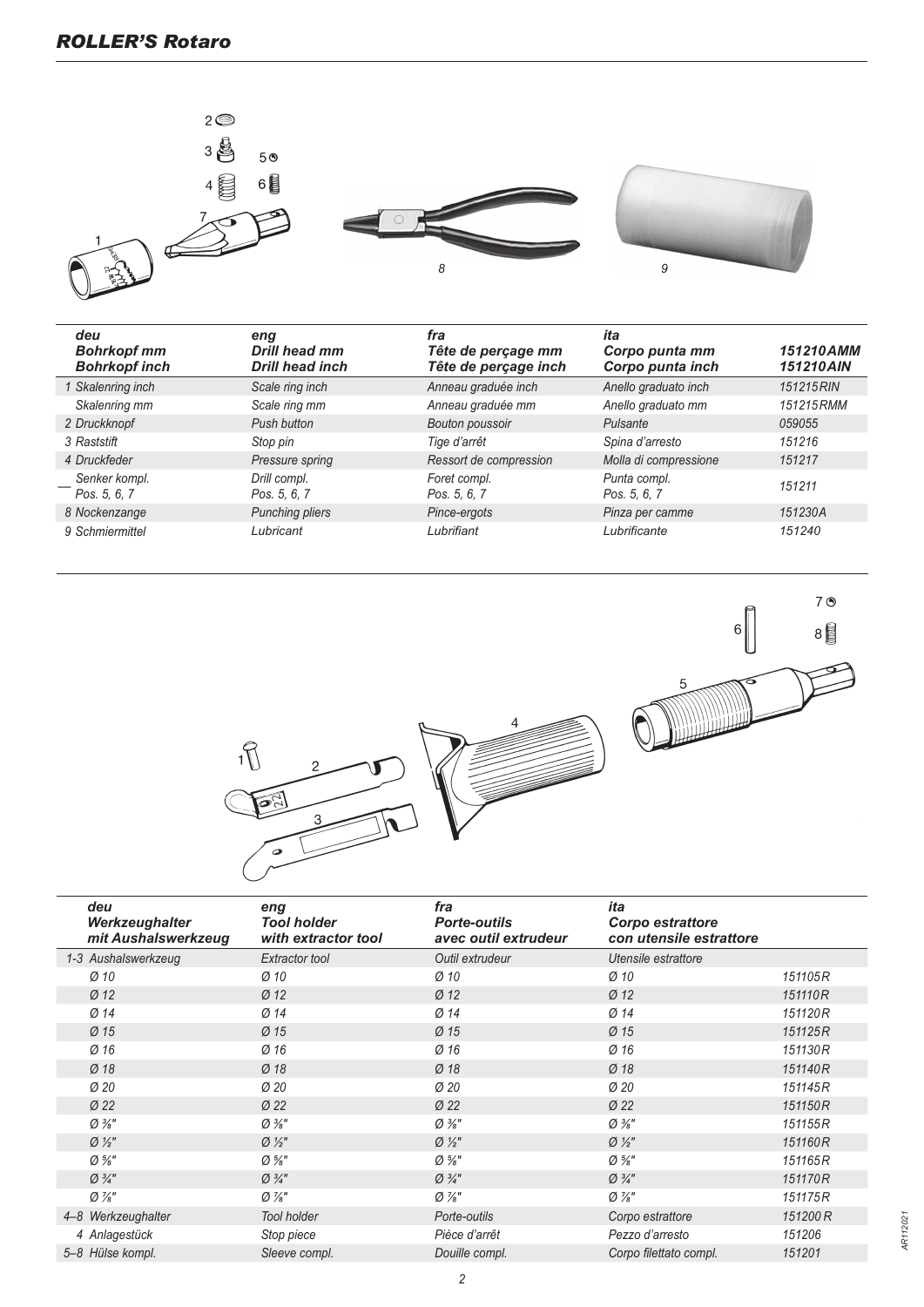## ROLLER'S Rotaro

| deu<br>**Bohrkopf mm**<br>**Bohrkopf inch** | eng<br>**Drill head mm**<br>**Drill head inch** | fra<br>**Tête de perçage mm**<br>**Tête de perçage inch** | ita<br>**Corpo punta mm**<br>**Corpo punta inch** | **151210AMM**<br>**151210AIN** |
|---|---|---|---|---|
| 1 Skalenring inch | Scale ring inch | Anneau graduée inch | Anello graduato inch | 151215RIN |
| Skalenring mm | Scale ring mm | Anneau graduée mm | Anello graduato mm | 151215RMM |
| 2 Druckknopf | Push button | Bouton poussoir | Pulsante | 059055 |
| 3 Raststift | Stop pin | Tige d'arrêt | Spina d'arresto | 151216 |
| 4 Druckfeder | Pressure spring | Ressort de compression | Molla di compressione | 151217 |
| — Senker kompl. Pos. 5, 6, 7 | Drill compl. Pos. 5, 6, 7 | Foret compl. Pos. 5, 6, 7 | Punta compl. Pos. 5, 6, 7 | 151211 |
| 8 Nockenzange | Punching pliers | Pince-ergots | Pinza per camme | 151230A |
| 9 Schmiermittel | Lubricant | Lubrifiant | Lubrificante | 151240 |

| deu<br>**Werkzeughalter mit Aushalswerkzeug** | eng<br>**Tool holder with extractor tool** | fra<br>**Porte-outils avec outil extrudeur** | ita<br>**Corpo estrattore con utensile estrattore** | |
|---|---|---|---|---|
| 1-3 Aushalswerkzeug | Extractor tool | Outil extrudeur | Utensile estrattore | |
| Ø 10 | Ø 10 | Ø 10 | Ø 10 | 151105R |
| Ø 12 | Ø 12 | Ø 12 | Ø 12 | 151110R |
| Ø 14 | Ø 14 | Ø 14 | Ø 14 | 151120R |
| Ø 15 | Ø 15 | Ø 15 | Ø 15 | 151125R |
| Ø 16 | Ø 16 | Ø 16 | Ø 16 | 151130R |
| Ø 18 | Ø 18 | Ø 18 | Ø 18 | 151140R |
| Ø 20 | Ø 20 | Ø 20 | Ø 20 | 151145R |
| Ø 22 | Ø 22 | Ø 22 | Ø 22 | 151150R |
| Ø ⅜" | Ø ⅜" | Ø ⅜" | Ø ⅜" | 151155R |
| Ø ½" | Ø ½" | Ø ½" | Ø ½" | 151160R |
| Ø ⅝" | Ø ⅝" | Ø ⅝" | Ø ⅝" | 151165R |
| Ø ¾" | Ø ¾" | Ø ¾" | Ø ¾" | 151170R |
| Ø ⅞" | Ø ⅞" | Ø ⅞" | Ø ⅞" | 151175R |
| 4–8 Werkzeughalter | Tool holder | Porte-outils | Corpo estrattore | 151200R |
| 4 Anlagestück | Stop piece | Pièce d'arrêt | Pezzo d'arresto | 151206 |
| 5–8 Hülse kompl. | Sleeve compl. | Douille compl. | Corpo filettato compl. | 151201 |

AR112021